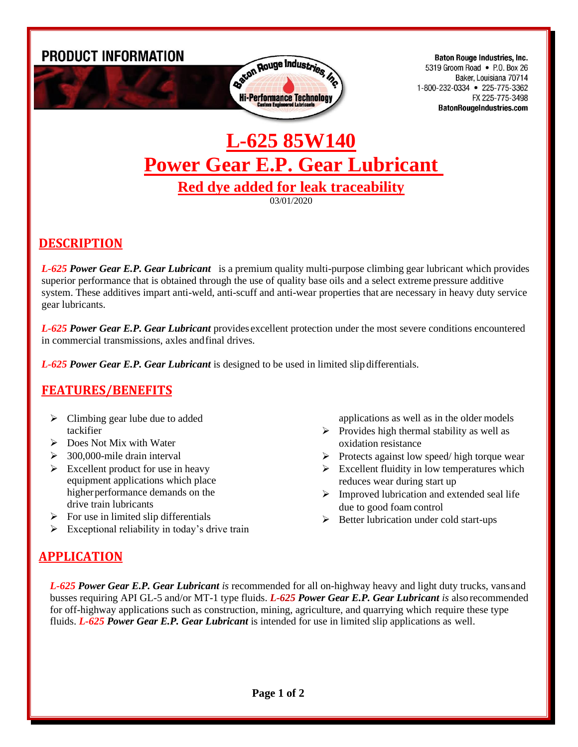PRODUCT INFORMATION

Baton Rouge Industries, Inc.
5319 Groom Road • P.O. Box 26
Baker, Louisiana 70714
1-800-232-0334 • 225-775-3362
FX 225-775-3498
BatonRougeIndustries.com

# L-625 85W140
# Power Gear E.P. Gear Lubricant
## Red dye added for leak traceability

03/01/2020

## DESCRIPTION

***L-625* Power Gear E.P. Gear Lubricant** is a premium quality multi-purpose climbing gear lubricant which provides superior performance that is obtained through the use of quality base oils and a select extreme pressure additive system. These additives impart anti-weld, anti-scuff and anti-wear properties that are necessary in heavy duty service gear lubricants.

***L-625* Power Gear E.P. Gear Lubricant** provides excellent protection under the most severe conditions encountered in commercial transmissions, axles and final drives.

***L-625* Power Gear E.P. Gear Lubricant** is designed to be used in limited slip differentials.

## FEATURES/BENEFITS

- Climbing gear lube due to added tackifier
- Does Not Mix with Water
- 300,000-mile drain interval
- Excellent product for use in heavy equipment applications which place higher performance demands on the drive train lubricants
- For use in limited slip differentials
- Exceptional reliability in today's drive train applications as well as in the older models
- Provides high thermal stability as well as oxidation resistance
- Protects against low speed/ high torque wear
- Excellent fluidity in low temperatures which reduces wear during start up
- Improved lubrication and extended seal life due to good foam control
- Better lubrication under cold start-ups

## APPLICATION

***L-625* Power Gear E.P. Gear Lubricant** *is* recommended for all on-highway heavy and light duty trucks, vans and busses requiring API GL-5 and/or MT-1 type fluids. ***L-625* Power Gear E.P. Gear Lubricant** *is* also recommended for off-highway applications such as construction, mining, agriculture, and quarrying which require these type fluids. ***L-625* Power Gear E.P. Gear Lubricant** is intended for use in limited slip applications as well.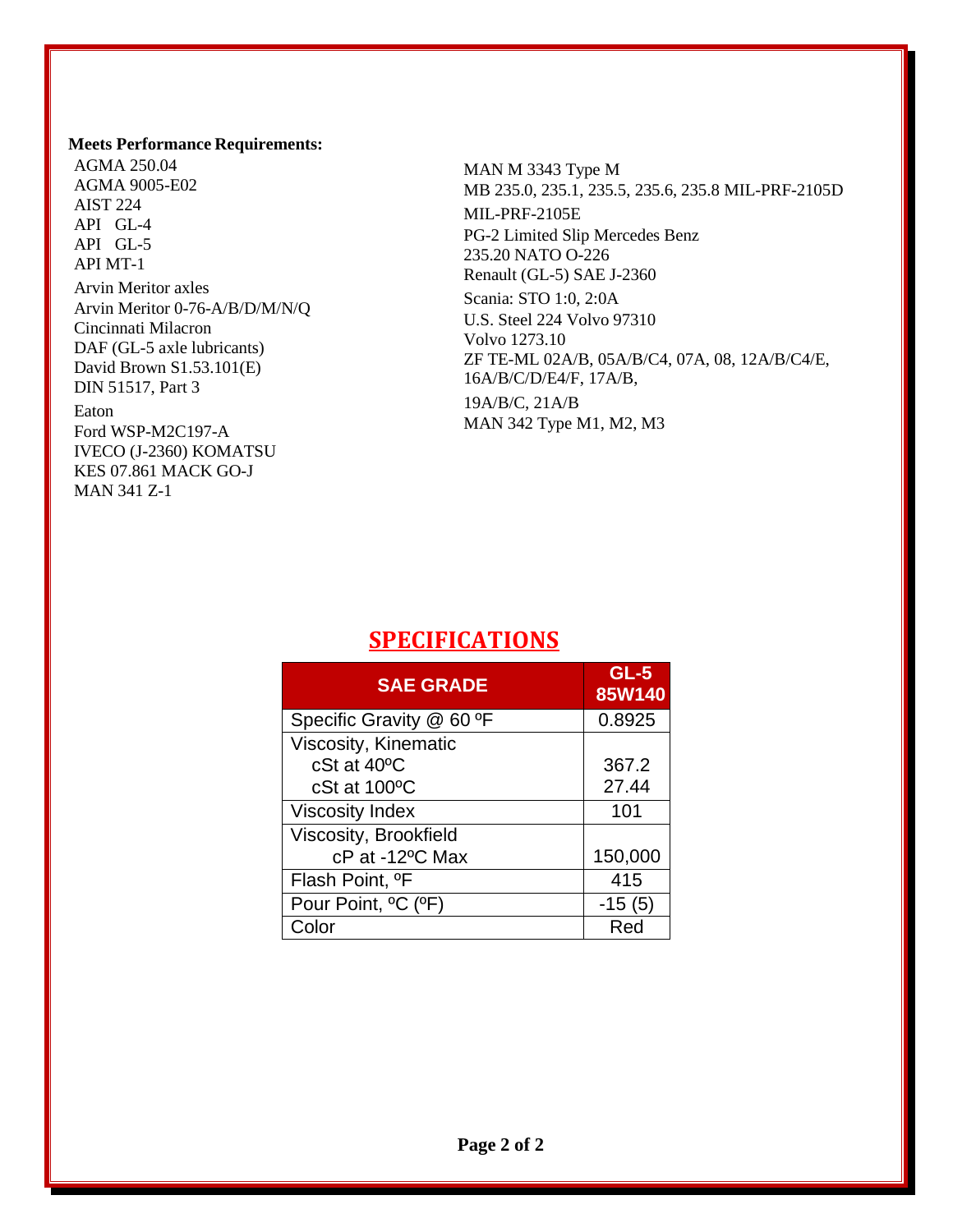**Meets Performance Requirements:**

AGMA 250.04
AGMA 9005-E02
AIST 224
API GL-4
API GL-5
API MT-1
Arvin Meritor axles
Arvin Meritor 0-76-A/B/D/M/N/Q
Cincinnati Milacron
DAF (GL-5 axle lubricants)
David Brown S1.53.101(E)
DIN 51517, Part 3
Eaton
Ford WSP-M2C197-A
IVECO (J-2360) KOMATSU
KES 07.861 MACK GO-J
MAN 341 Z-1
MAN M 3343 Type M
MB 235.0, 235.1, 235.5, 235.6, 235.8 MIL-PRF-2105D
MIL-PRF-2105E
PG-2 Limited Slip Mercedes Benz
235.20 NATO O-226
Renault (GL-5) SAE J-2360
Scania: STO 1:0, 2:0A
U.S. Steel 224 Volvo 97310
Volvo 1273.10
ZF TE-ML 02A/B, 05A/B/C4, 07A, 08, 12A/B/C4/E, 16A/B/C/D/E4/F, 17A/B,
19A/B/C, 21A/B
MAN 342 Type M1, M2, M3

## SPECIFICATIONS

| SAE GRADE | GL-5 85W140 |
|---|---|
| Specific Gravity @ 60 ºF | 0.8925 |
| Viscosity, Kinematic | |
| cSt at 40ºC | 367.2 |
| cSt at 100ºC | 27.44 |
| Viscosity Index | 101 |
| Viscosity, Brookfield | |
| cP at -12ºC Max | 150,000 |
| Flash Point, ºF | 415 |
| Pour Point, ºC (ºF) | -15 (5) |
| Color | Red |